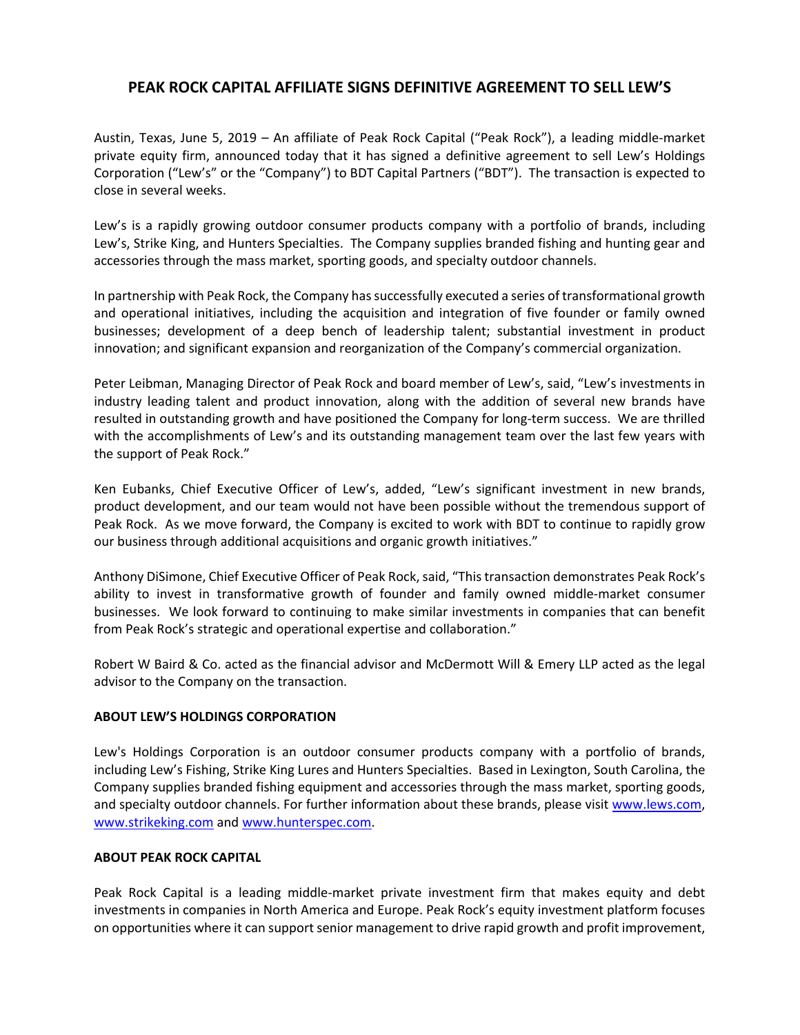# PEAK ROCK CAPITAL AFFILIATE SIGNS DEFINITIVE AGREEMENT TO SELL LEW'S

Austin, Texas, June 5, 2019 – An affiliate of Peak Rock Capital ("Peak Rock"), a leading middle-market private equity firm, announced today that it has signed a definitive agreement to sell Lew's Holdings Corporation ("Lew's" or the "Company") to BDT Capital Partners ("BDT"). The transaction is expected to close in several weeks.

Lew's is a rapidly growing outdoor consumer products company with a portfolio of brands, including Lew's, Strike King, and Hunters Specialties. The Company supplies branded fishing and hunting gear and accessories through the mass market, sporting goods, and specialty outdoor channels.

In partnership with Peak Rock, the Company has successfully executed a series of transformational growth and operational initiatives, including the acquisition and integration of five founder or family owned businesses; development of a deep bench of leadership talent; substantial investment in product innovation; and significant expansion and reorganization of the Company's commercial organization.

Peter Leibman, Managing Director of Peak Rock and board member of Lew's, said, "Lew's investments in industry leading talent and product innovation, along with the addition of several new brands have resulted in outstanding growth and have positioned the Company for long-term success. We are thrilled with the accomplishments of Lew's and its outstanding management team over the last few years with the support of Peak Rock."

Ken Eubanks, Chief Executive Officer of Lew's, added, "Lew's significant investment in new brands, product development, and our team would not have been possible without the tremendous support of Peak Rock. As we move forward, the Company is excited to work with BDT to continue to rapidly grow our business through additional acquisitions and organic growth initiatives."

Anthony DiSimone, Chief Executive Officer of Peak Rock, said, "This transaction demonstrates Peak Rock's ability to invest in transformative growth of founder and family owned middle-market consumer businesses. We look forward to continuing to make similar investments in companies that can benefit from Peak Rock's strategic and operational expertise and collaboration."

Robert W Baird & Co. acted as the financial advisor and McDermott Will & Emery LLP acted as the legal advisor to the Company on the transaction.

**ABOUT LEW'S HOLDINGS CORPORATION**

Lew's Holdings Corporation is an outdoor consumer products company with a portfolio of brands, including Lew's Fishing, Strike King Lures and Hunters Specialties. Based in Lexington, South Carolina, the Company supplies branded fishing equipment and accessories through the mass market, sporting goods, and specialty outdoor channels. For further information about these brands, please visit www.lews.com, www.strikeking.com and www.hunterspec.com.

**ABOUT PEAK ROCK CAPITAL**

Peak Rock Capital is a leading middle-market private investment firm that makes equity and debt investments in companies in North America and Europe. Peak Rock's equity investment platform focuses on opportunities where it can support senior management to drive rapid growth and profit improvement,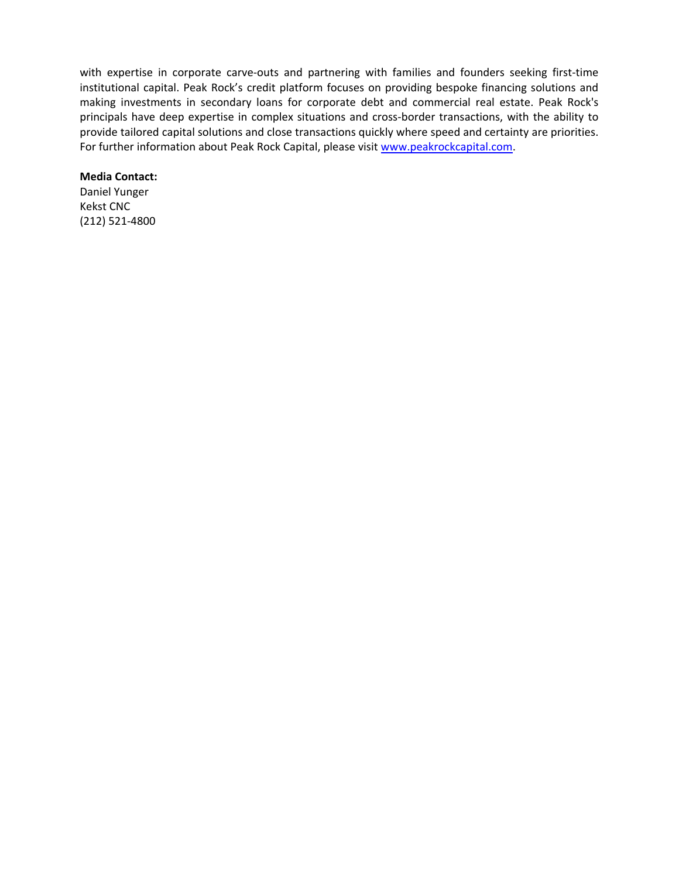with expertise in corporate carve-outs and partnering with families and founders seeking first-time institutional capital. Peak Rock's credit platform focuses on providing bespoke financing solutions and making investments in secondary loans for corporate debt and commercial real estate. Peak Rock's principals have deep expertise in complex situations and cross-border transactions, with the ability to provide tailored capital solutions and close transactions quickly where speed and certainty are priorities. For further information about Peak Rock Capital, please visit [www.peakrockcapital.com](http://www.peakrockcapital.com).

**Media Contact:**
Daniel Yunger
Kekst CNC
(212) 521-4800